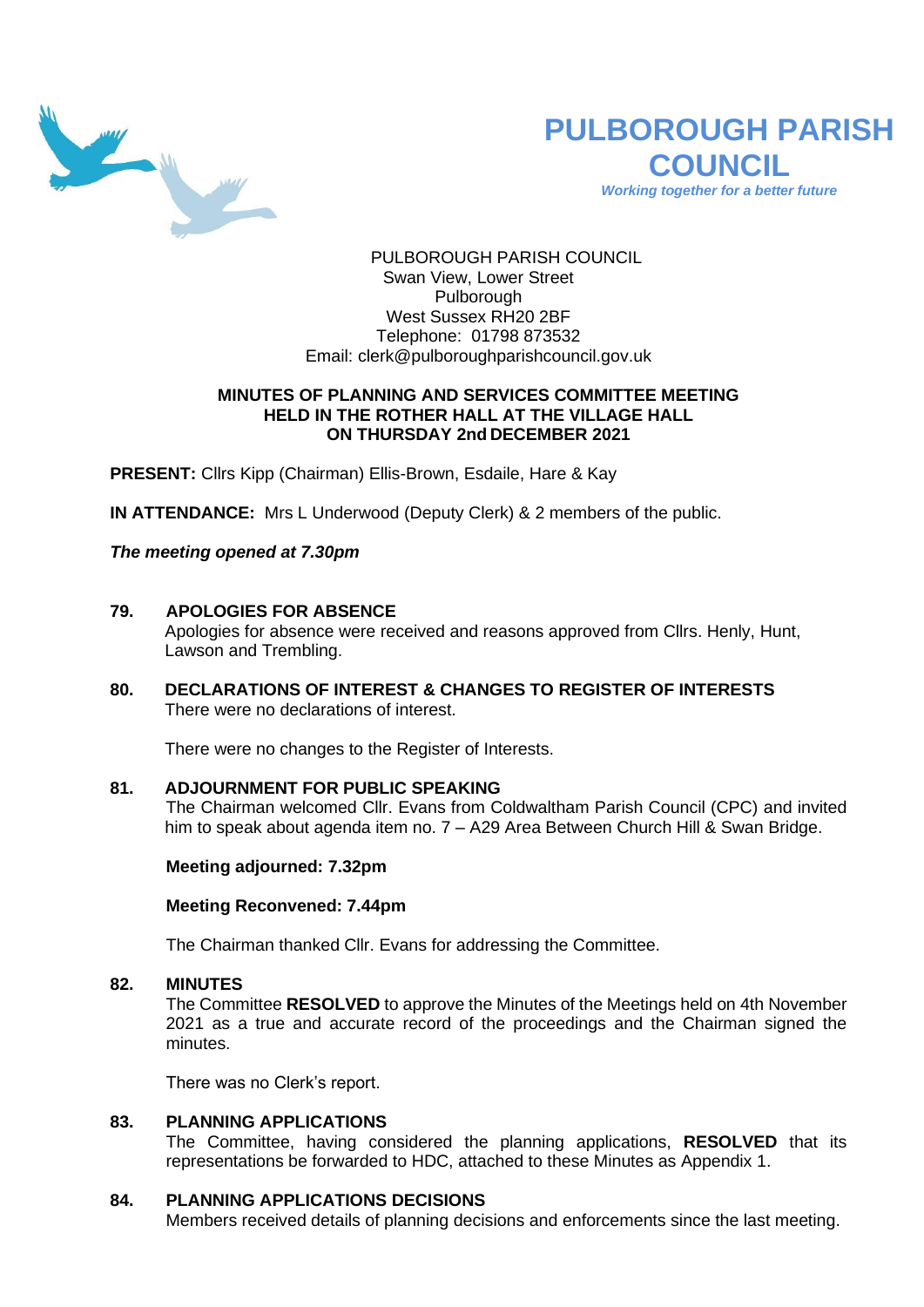# PULBOROUGH PARISH COUNCIL

*Working together for a better future*

PULBOROUGH PARISH COUNCIL
Swan View, Lower Street
Pulborough
West Sussex RH20 2BF
Telephone: 01798 873532
Email: clerk@pulboroughparishcouncil.gov.uk

**MINUTES OF PLANNING AND SERVICES COMMITTEE MEETING HELD IN THE ROTHER HALL AT THE VILLAGE HALL ON THURSDAY 2nd DECEMBER 2021**

**PRESENT:** Cllrs Kipp (Chairman) Ellis-Brown, Esdaile, Hare & Kay

**IN ATTENDANCE:** Mrs L Underwood (Deputy Clerk) & 2 members of the public.

***The meeting opened at 7.30pm***

**79. APOLOGIES FOR ABSENCE**

Apologies for absence were received and reasons approved from Cllrs. Henly, Hunt, Lawson and Trembling.

**80. DECLARATIONS OF INTEREST & CHANGES TO REGISTER OF INTERESTS**

There were no declarations of interest.

There were no changes to the Register of Interests.

**81. ADJOURNMENT FOR PUBLIC SPEAKING**

The Chairman welcomed Cllr. Evans from Coldwaltham Parish Council (CPC) and invited him to speak about agenda item no. 7 – A29 Area Between Church Hill & Swan Bridge.

**Meeting adjourned: 7.32pm**

**Meeting Reconvened: 7.44pm**

The Chairman thanked Cllr. Evans for addressing the Committee.

**82. MINUTES**

The Committee **RESOLVED** to approve the Minutes of the Meetings held on 4th November 2021 as a true and accurate record of the proceedings and the Chairman signed the minutes.

There was no Clerk's report.

**83. PLANNING APPLICATIONS**

The Committee, having considered the planning applications, **RESOLVED** that its representations be forwarded to HDC, attached to these Minutes as Appendix 1.

**84. PLANNING APPLICATIONS DECISIONS**

Members received details of planning decisions and enforcements since the last meeting.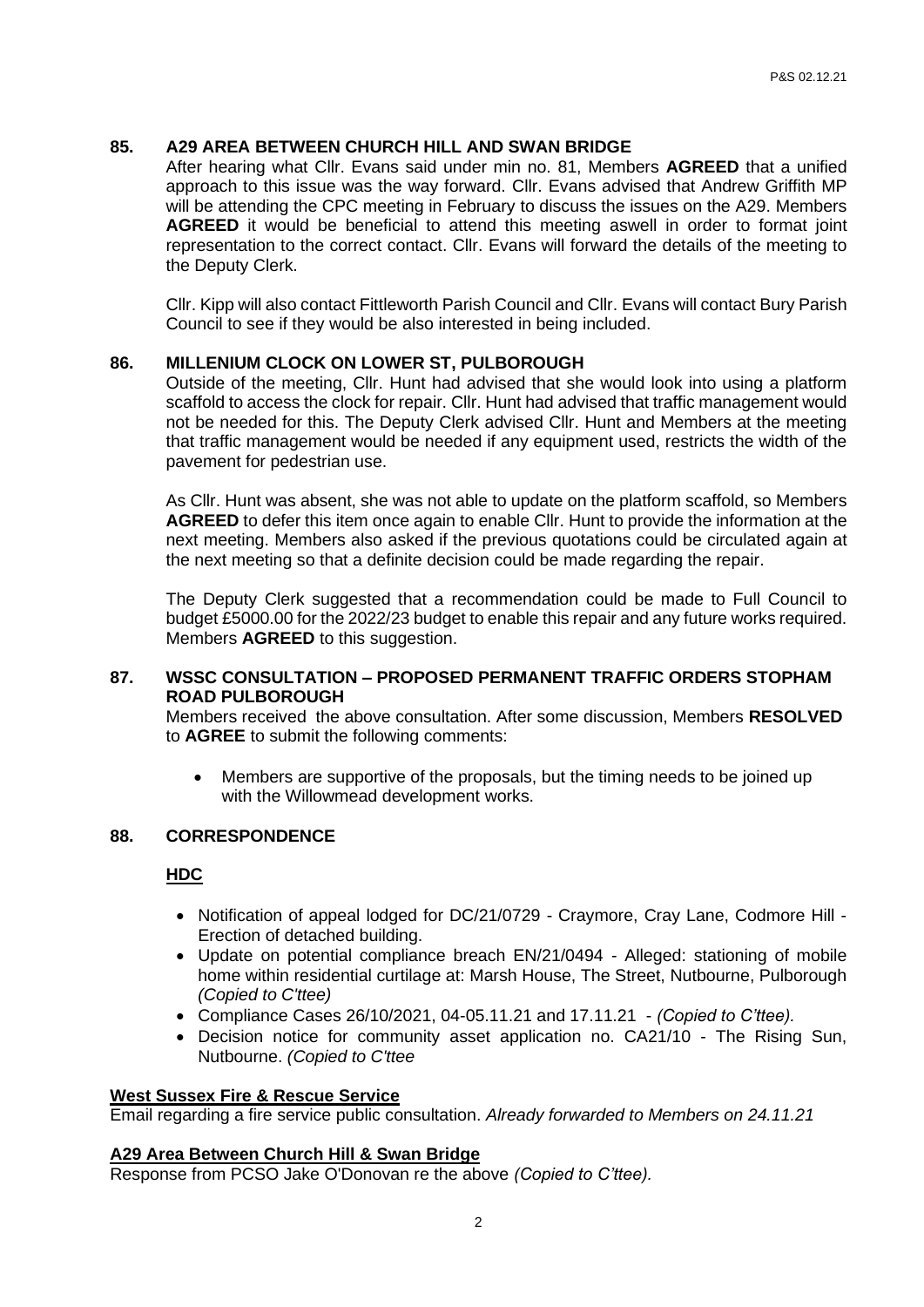## 85. A29 AREA BETWEEN CHURCH HILL AND SWAN BRIDGE

After hearing what Cllr. Evans said under min no. 81, Members **AGREED** that a unified approach to this issue was the way forward. Cllr. Evans advised that Andrew Griffith MP will be attending the CPC meeting in February to discuss the issues on the A29. Members **AGREED** it would be beneficial to attend this meeting aswell in order to format joint representation to the correct contact. Cllr. Evans will forward the details of the meeting to the Deputy Clerk.

Cllr. Kipp will also contact Fittleworth Parish Council and Cllr. Evans will contact Bury Parish Council to see if they would be also interested in being included.

## 86. MILLENIUM CLOCK ON LOWER ST, PULBOROUGH

Outside of the meeting, Cllr. Hunt had advised that she would look into using a platform scaffold to access the clock for repair. Cllr. Hunt had advised that traffic management would not be needed for this. The Deputy Clerk advised Cllr. Hunt and Members at the meeting that traffic management would be needed if any equipment used, restricts the width of the pavement for pedestrian use.

As Cllr. Hunt was absent, she was not able to update on the platform scaffold, so Members **AGREED** to defer this item once again to enable Cllr. Hunt to provide the information at the next meeting. Members also asked if the previous quotations could be circulated again at the next meeting so that a definite decision could be made regarding the repair.

The Deputy Clerk suggested that a recommendation could be made to Full Council to budget £5000.00 for the 2022/23 budget to enable this repair and any future works required. Members **AGREED** to this suggestion.

## 87. WSSC CONSULTATION – PROPOSED PERMANENT TRAFFIC ORDERS STOPHAM ROAD PULBOROUGH

Members received the above consultation. After some discussion, Members **RESOLVED** to **AGREE** to submit the following comments:

- Members are supportive of the proposals, but the timing needs to be joined up with the Willowmead development works.

## 88. CORRESPONDENCE

### HDC

- Notification of appeal lodged for DC/21/0729 - Craymore, Cray Lane, Codmore Hill - Erection of detached building.
- Update on potential compliance breach EN/21/0494 - Alleged: stationing of mobile home within residential curtilage at: Marsh House, The Street, Nutbourne, Pulborough *(Copied to C'ttee)*
- Compliance Cases 26/10/2021, 04-05.11.21 and 17.11.21 - *(Copied to C'ttee).*
- Decision notice for community asset application no. CA21/10 - The Rising Sun, Nutbourne. *(Copied to C'ttee*

### West Sussex Fire & Rescue Service

Email regarding a fire service public consultation. *Already forwarded to Members on 24.11.21*

### A29 Area Between Church Hill & Swan Bridge

Response from PCSO Jake O'Donovan re the above *(Copied to C'ttee).*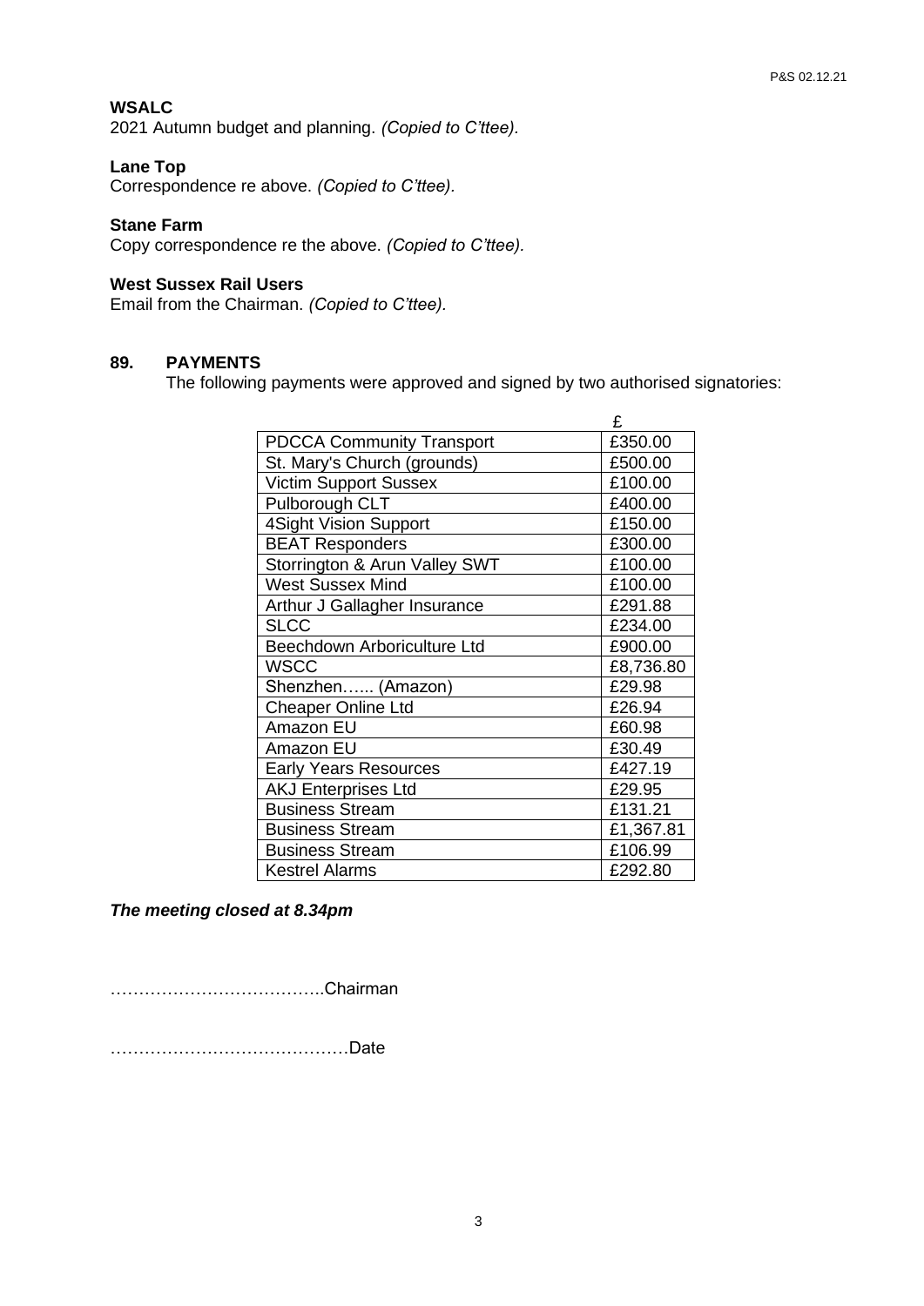**WSALC**
2021 Autumn budget and planning. *(Copied to C'ttee).*

**Lane Top**
Correspondence re above. *(Copied to C'ttee).*

**Stane Farm**
Copy correspondence re the above. *(Copied to C'ttee).*

**West Sussex Rail Users**
Email from the Chairman. *(Copied to C'ttee).*

**89. PAYMENTS**

The following payments were approved and signed by two authorised signatories:

| | £ |
|---|---|
| PDCCA Community Transport | £350.00 |
| St. Mary's Church (grounds) | £500.00 |
| Victim Support Sussex | £100.00 |
| Pulborough CLT | £400.00 |
| 4Sight Vision Support | £150.00 |
| BEAT Responders | £300.00 |
| Storrington & Arun Valley SWT | £100.00 |
| West Sussex Mind | £100.00 |
| Arthur J Gallagher Insurance | £291.88 |
| SLCC | £234.00 |
| Beechdown Arboriculture Ltd | £900.00 |
| WSCC | £8,736.80 |
| Shenzhen…... (Amazon) | £29.98 |
| Cheaper Online Ltd | £26.94 |
| Amazon EU | £60.98 |
| Amazon EU | £30.49 |
| Early Years Resources | £427.19 |
| AKJ Enterprises Ltd | £29.95 |
| Business Stream | £131.21 |
| Business Stream | £1,367.81 |
| Business Stream | £106.99 |
| Kestrel Alarms | £292.80 |

***The meeting closed at 8.34pm***

………………………………..Chairman

……………………………………Date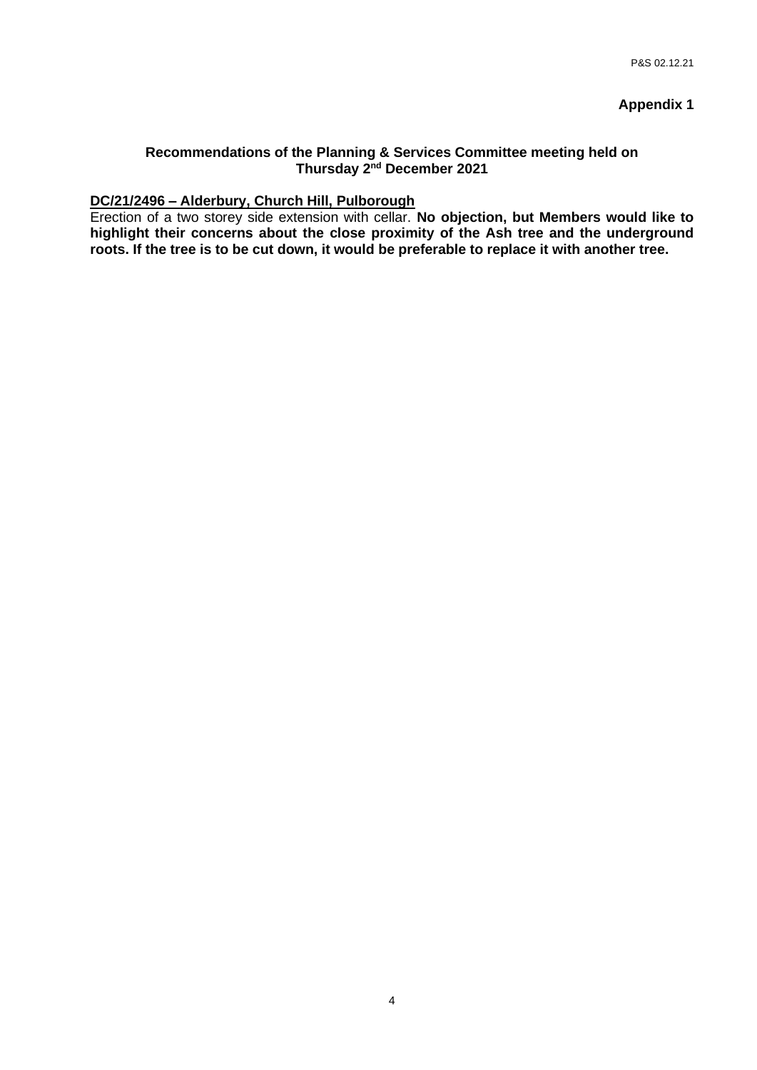**Appendix 1**

### Recommendations of the Planning & Services Committee meeting held on Thursday 2nd December 2021

**DC/21/2496 – Alderbury, Church Hill, Pulborough**

Erection of a two storey side extension with cellar. **No objection, but Members would like to highlight their concerns about the close proximity of the Ash tree and the underground roots. If the tree is to be cut down, it would be preferable to replace it with another tree.**